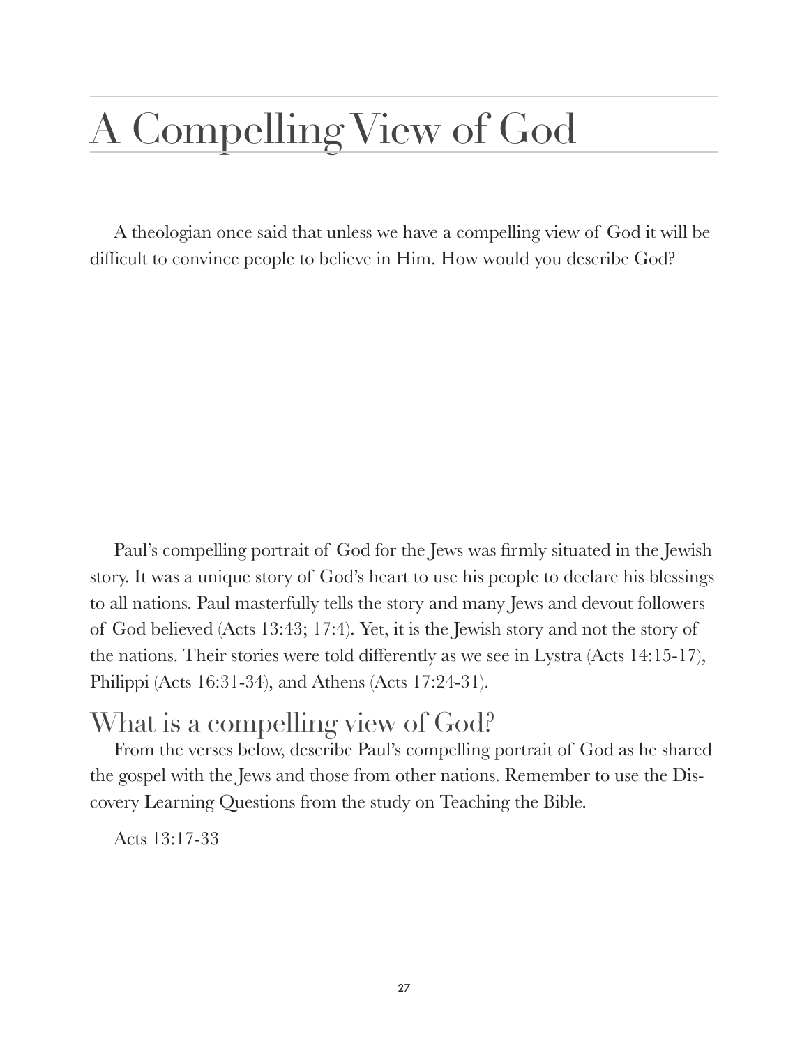# A Compelling View of God

A theologian once said that unless we have a compelling view of God it will be difficult to convince people to believe in Him. How would you describe God?

Paul's compelling portrait of God for the Jews was firmly situated in the Jewish story. It was a unique story of God's heart to use his people to declare his blessings to all nations. Paul masterfully tells the story and many Jews and devout followers of God believed (Acts 13:43; 17:4). Yet, it is the Jewish story and not the story of the nations. Their stories were told differently as we see in Lystra (Acts 14:15-17), Philippi (Acts 16:31-34), and Athens (Acts 17:24-31).

## What is a compelling view of God?

From the verses below, describe Paul's compelling portrait of God as he shared the gospel with the Jews and those from other nations. Remember to use the Discovery Learning Questions from the study on Teaching the Bible.

Acts 13:17-33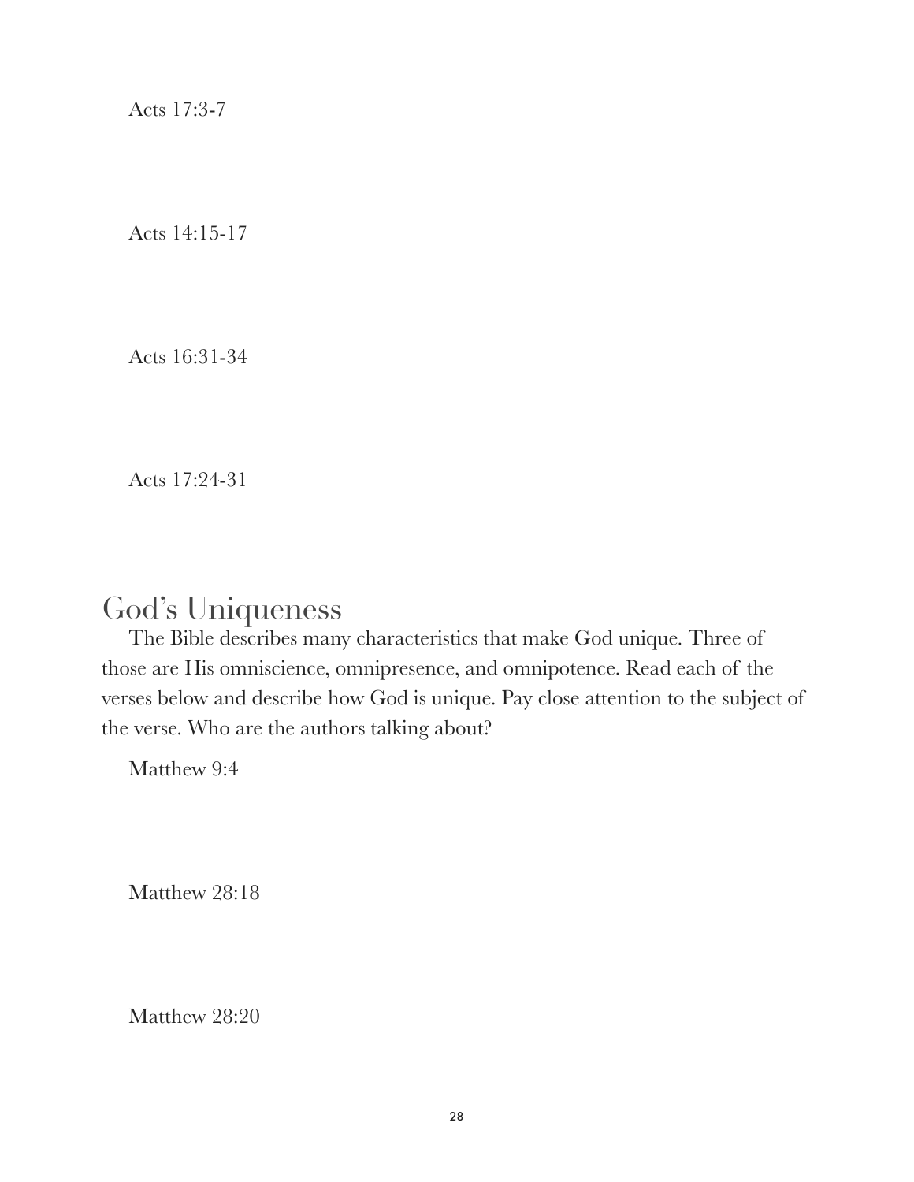Acts 17:3-7

Acts 14:15-17

Acts 16:31-34

Acts 17:24-31

## God's Uniqueness

The Bible describes many characteristics that make God unique. Three of those are His omniscience, omnipresence, and omnipotence. Read each of the verses below and describe how God is unique. Pay close attention to the subject of the verse. Who are the authors talking about?

Matthew 9:4

Matthew 28:18

Matthew 28:20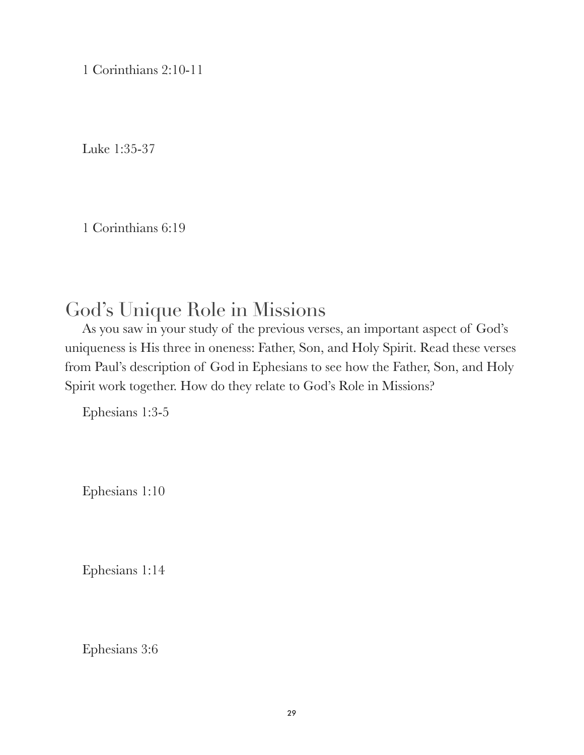1 Corinthians 2:10-11

Luke 1:35-37

1 Corinthians 6:19

## God's Unique Role in Missions

As you saw in your study of the previous verses, an important aspect of God's uniqueness is His three in oneness: Father, Son, and Holy Spirit. Read these verses from Paul's description of God in Ephesians to see how the Father, Son, and Holy Spirit work together. How do they relate to God's Role in Missions?

Ephesians 1:3-5

Ephesians 1:10

Ephesians 1:14

Ephesians 3:6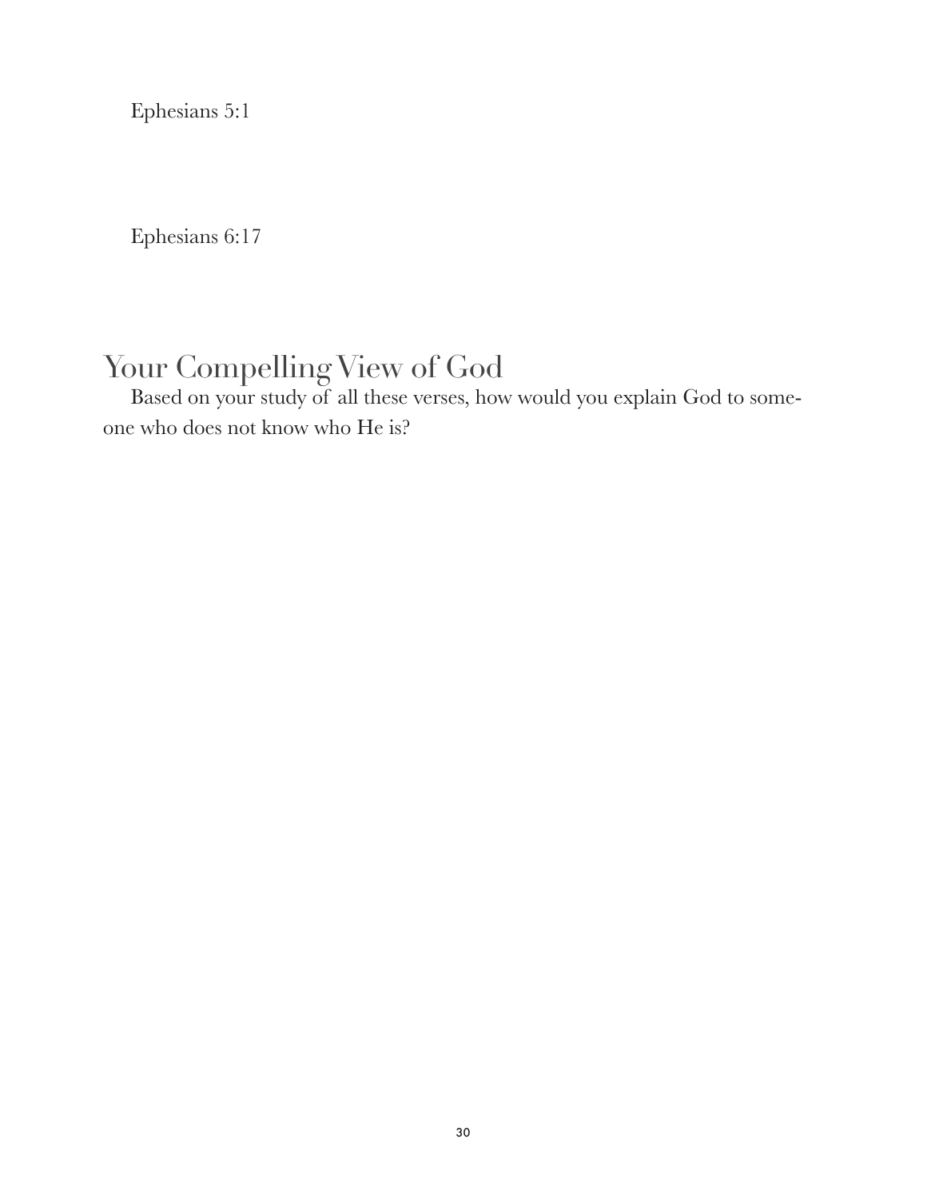Ephesians 5:1

Ephesians 6:17

## Your Compelling View of God

Based on your study of all these verses, how would you explain God to someone who does not know who He is?